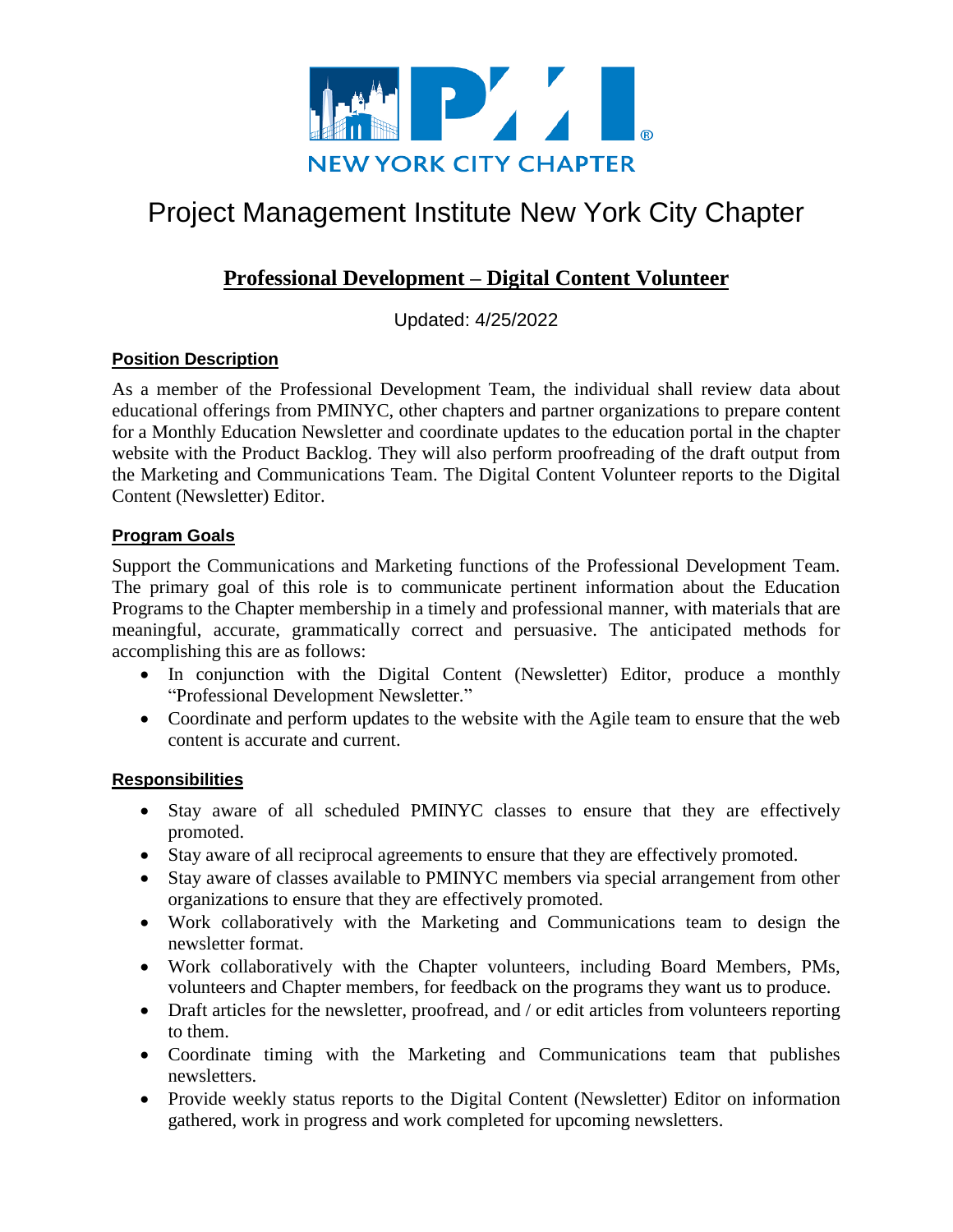NEW YORK CITY CHAPTER

# Project Management Institute New York City Chapter

## Professional Development – Digital Content Volunteer

Updated: 4/25/2022

### Position Description

As a member of the Professional Development Team, the individual shall review data about educational offerings from PMINYC, other chapters and partner organizations to prepare content for a Monthly Education Newsletter and coordinate updates to the education portal in the chapter website with the Product Backlog. They will also perform proofreading of the draft output from the Marketing and Communications Team. The Digital Content Volunteer reports to the Digital Content (Newsletter) Editor.

### Program Goals

Support the Communications and Marketing functions of the Professional Development Team. The primary goal of this role is to communicate pertinent information about the Education Programs to the Chapter membership in a timely and professional manner, with materials that are meaningful, accurate, grammatically correct and persuasive. The anticipated methods for accomplishing this are as follows:

- In conjunction with the Digital Content (Newsletter) Editor, produce a monthly "Professional Development Newsletter."
- Coordinate and perform updates to the website with the Agile team to ensure that the web content is accurate and current.

### Responsibilities

- Stay aware of all scheduled PMINYC classes to ensure that they are effectively promoted.
- Stay aware of all reciprocal agreements to ensure that they are effectively promoted.
- Stay aware of classes available to PMINYC members via special arrangement from other organizations to ensure that they are effectively promoted.
- Work collaboratively with the Marketing and Communications team to design the newsletter format.
- Work collaboratively with the Chapter volunteers, including Board Members, PMs, volunteers and Chapter members, for feedback on the programs they want us to produce.
- Draft articles for the newsletter, proofread, and / or edit articles from volunteers reporting to them.
- Coordinate timing with the Marketing and Communications team that publishes newsletters.
- Provide weekly status reports to the Digital Content (Newsletter) Editor on information gathered, work in progress and work completed for upcoming newsletters.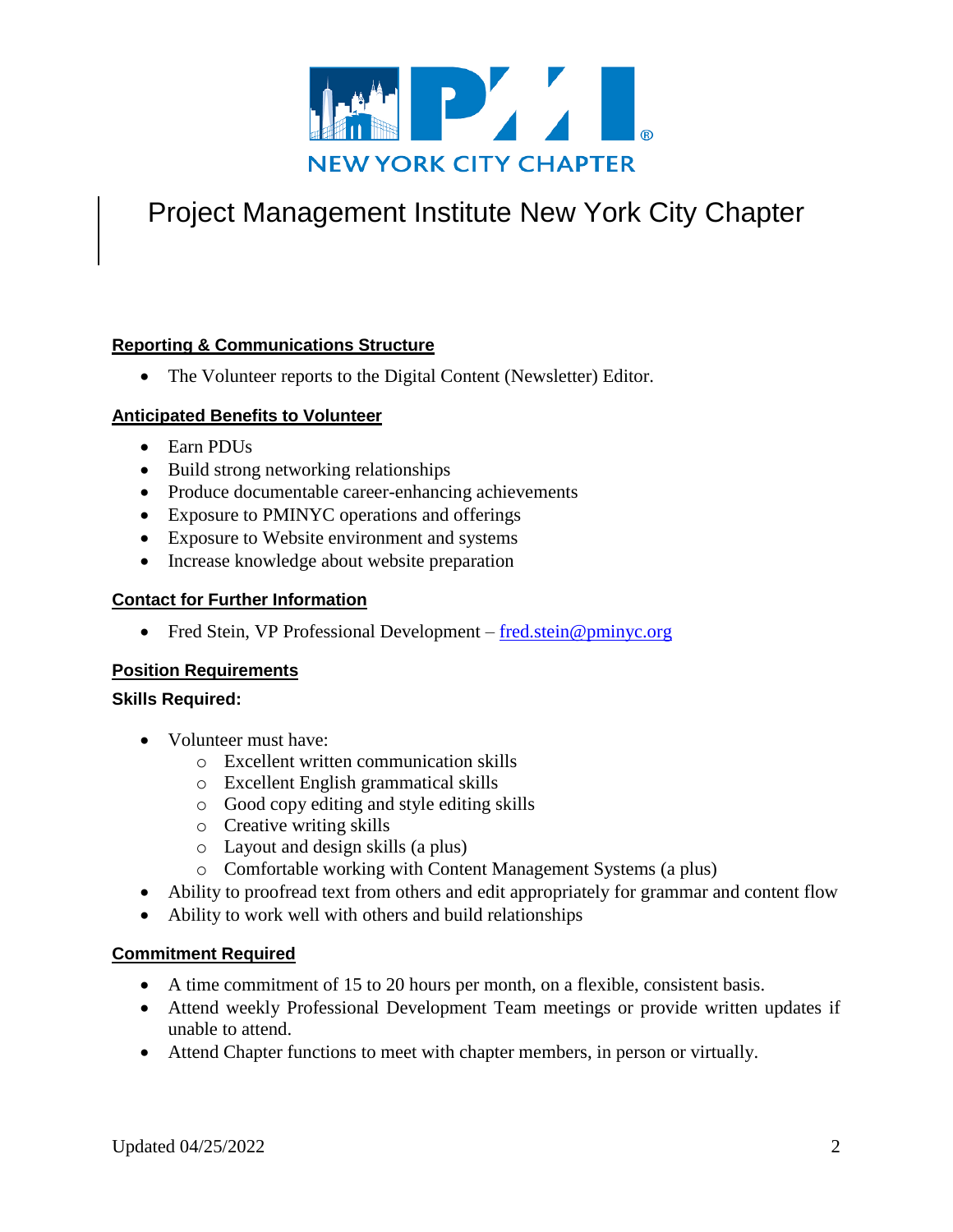Project Management Institute New York City Chapter

## Reporting & Communications Structure

- The Volunteer reports to the Digital Content (Newsletter) Editor.

## Anticipated Benefits to Volunteer

- Earn PDUs
- Build strong networking relationships
- Produce documentable career-enhancing achievements
- Exposure to PMINYC operations and offerings
- Exposure to Website environment and systems
- Increase knowledge about website preparation

## Contact for Further Information

- Fred Stein, VP Professional Development – fred.stein@pminyc.org

## Position Requirements

**Skills Required:**

- Volunteer must have:
  - Excellent written communication skills
  - Excellent English grammatical skills
  - Good copy editing and style editing skills
  - Creative writing skills
  - Layout and design skills (a plus)
  - Comfortable working with Content Management Systems (a plus)
- Ability to proofread text from others and edit appropriately for grammar and content flow
- Ability to work well with others and build relationships

## Commitment Required

- A time commitment of 15 to 20 hours per month, on a flexible, consistent basis.
- Attend weekly Professional Development Team meetings or provide written updates if unable to attend.
- Attend Chapter functions to meet with chapter members, in person or virtually.

Updated 04/25/2022